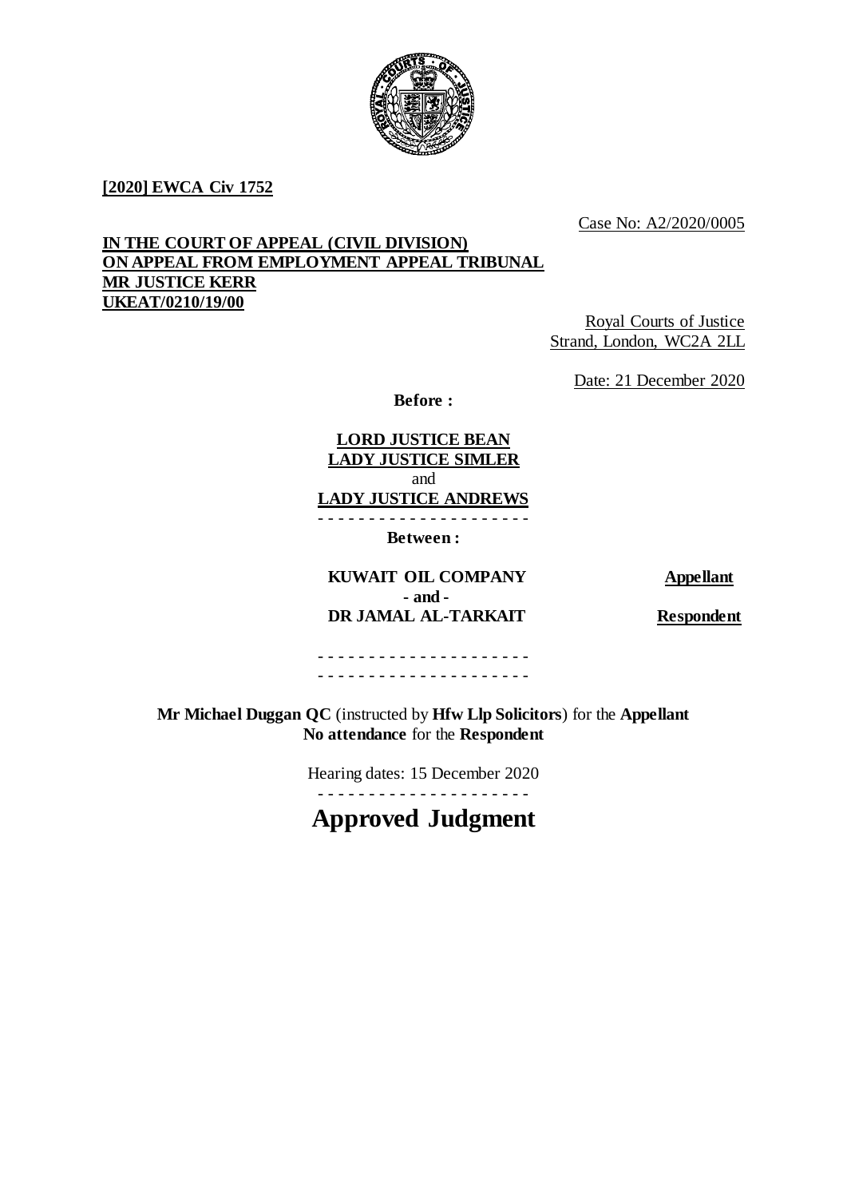**[2020] EWCA Civ 1752**

Case No: A2/2020/0005

**IN THE COURT OF APPEAL (CIVIL DIVISION)**
**ON APPEAL FROM EMPLOYMENT APPEAL TRIBUNAL**
**MR JUSTICE KERR**
**UKEAT/0210/19/00**

Royal Courts of Justice
Strand, London, WC2A 2LL

Date: 21 December 2020

**Before :**

**LORD JUSTICE BEAN**
**LADY JUSTICE SIMLER**
and
**LADY JUSTICE ANDREWS**

- - - - - - - - - - - - - - - - - - - - -

**Between :**

| | |
|---|---|
| **KUWAIT OIL COMPANY** | **Appellant** |
| **- and -** | |
| **DR JAMAL AL-TARKAIT** | **Respondent** |

- - - - - - - - - - - - - - - - - - - - -

- - - - - - - - - - - - - - - - - - - - -

**Mr Michael Duggan QC** (instructed by **Hfw Llp Solicitors**) for the **Appellant**
**No attendance** for the **Respondent**

Hearing dates: 15 December 2020

- - - - - - - - - - - - - - - - - - - - -

# Approved Judgment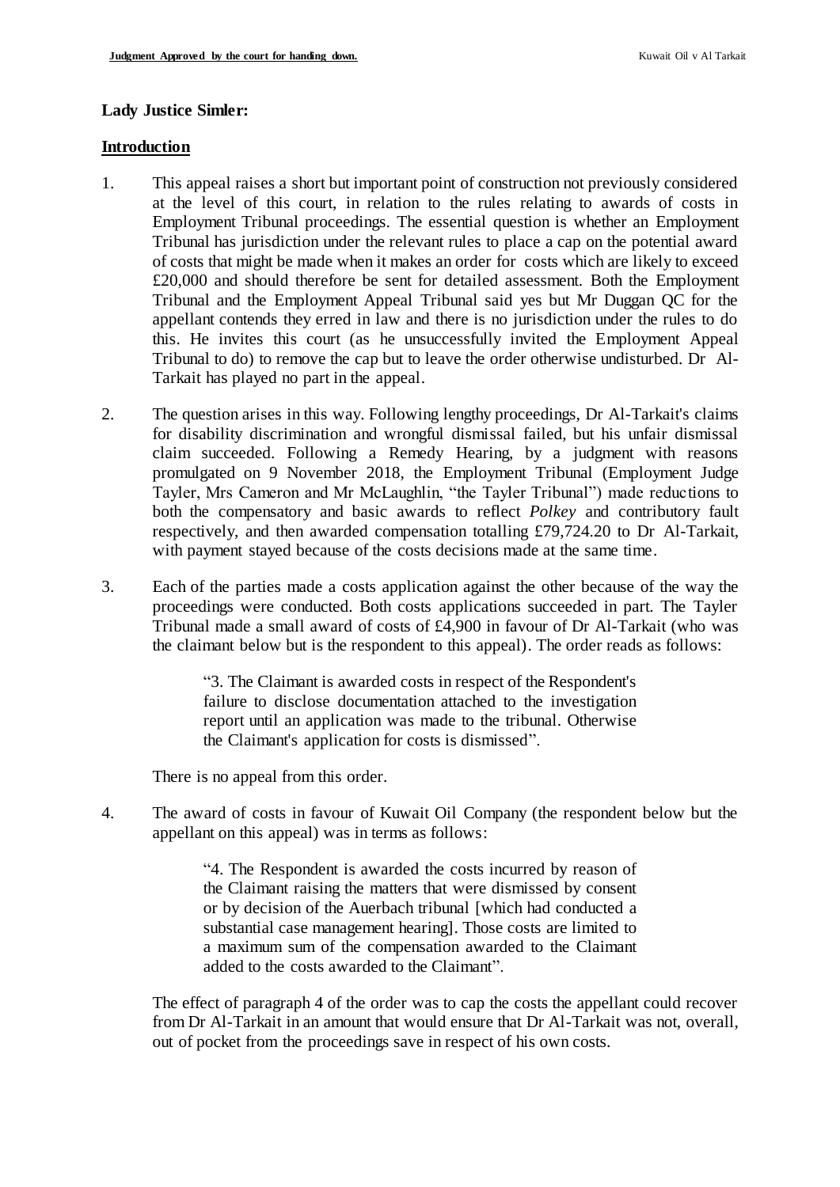**Lady Justice Simler:**

**Introduction**

1. This appeal raises a short but important point of construction not previously considered at the level of this court, in relation to the rules relating to awards of costs in Employment Tribunal proceedings. The essential question is whether an Employment Tribunal has jurisdiction under the relevant rules to place a cap on the potential award of costs that might be made when it makes an order for costs which are likely to exceed £20,000 and should therefore be sent for detailed assessment. Both the Employment Tribunal and the Employment Appeal Tribunal said yes but Mr Duggan QC for the appellant contends they erred in law and there is no jurisdiction under the rules to do this. He invites this court (as he unsuccessfully invited the Employment Appeal Tribunal to do) to remove the cap but to leave the order otherwise undisturbed. Dr Al-Tarkait has played no part in the appeal.

2. The question arises in this way. Following lengthy proceedings, Dr Al-Tarkait's claims for disability discrimination and wrongful dismissal failed, but his unfair dismissal claim succeeded. Following a Remedy Hearing, by a judgment with reasons promulgated on 9 November 2018, the Employment Tribunal (Employment Judge Tayler, Mrs Cameron and Mr McLaughlin, "the Tayler Tribunal") made reductions to both the compensatory and basic awards to reflect *Polkey* and contributory fault respectively, and then awarded compensation totalling £79,724.20 to Dr Al-Tarkait, with payment stayed because of the costs decisions made at the same time.

3. Each of the parties made a costs application against the other because of the way the proceedings were conducted. Both costs applications succeeded in part. The Tayler Tribunal made a small award of costs of £4,900 in favour of Dr Al-Tarkait (who was the claimant below but is the respondent to this appeal). The order reads as follows:

> "3. The Claimant is awarded costs in respect of the Respondent's failure to disclose documentation attached to the investigation report until an application was made to the tribunal. Otherwise the Claimant's application for costs is dismissed".

   There is no appeal from this order.

4. The award of costs in favour of Kuwait Oil Company (the respondent below but the appellant on this appeal) was in terms as follows:

> "4. The Respondent is awarded the costs incurred by reason of the Claimant raising the matters that were dismissed by consent or by decision of the Auerbach tribunal [which had conducted a substantial case management hearing]. Those costs are limited to a maximum sum of the compensation awarded to the Claimant added to the costs awarded to the Claimant".

   The effect of paragraph 4 of the order was to cap the costs the appellant could recover from Dr Al-Tarkait in an amount that would ensure that Dr Al-Tarkait was not, overall, out of pocket from the proceedings save in respect of his own costs.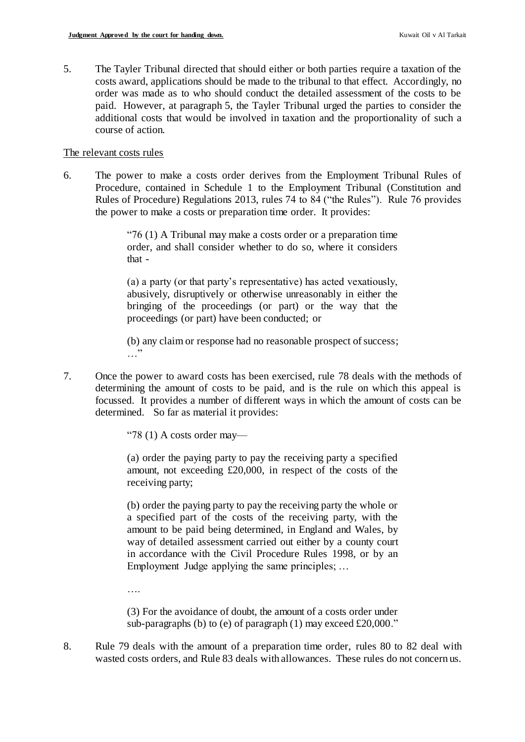5. The Tayler Tribunal directed that should either or both parties require a taxation of the costs award, applications should be made to the tribunal to that effect. Accordingly, no order was made as to who should conduct the detailed assessment of the costs to be paid. However, at paragraph 5, the Tayler Tribunal urged the parties to consider the additional costs that would be involved in taxation and the proportionality of such a course of action.

<u>The relevant costs rules</u>

6. The power to make a costs order derives from the Employment Tribunal Rules of Procedure, contained in Schedule 1 to the Employment Tribunal (Constitution and Rules of Procedure) Regulations 2013, rules 74 to 84 ("the Rules"). Rule 76 provides the power to make a costs or preparation time order. It provides:

> "76 (1) A Tribunal may make a costs order or a preparation time order, and shall consider whether to do so, where it considers that -
>
> (a) a party (or that party's representative) has acted vexatiously, abusively, disruptively or otherwise unreasonably in either the bringing of the proceedings (or part) or the way that the proceedings (or part) have been conducted; or
>
> (b) any claim or response had no reasonable prospect of success; …"

7. Once the power to award costs has been exercised, rule 78 deals with the methods of determining the amount of costs to be paid, and is the rule on which this appeal is focussed. It provides a number of different ways in which the amount of costs can be determined. So far as material it provides:

> "78 (1) A costs order may—
>
> (a) order the paying party to pay the receiving party a specified amount, not exceeding £20,000, in respect of the costs of the receiving party;
>
> (b) order the paying party to pay the receiving party the whole or a specified part of the costs of the receiving party, with the amount to be paid being determined, in England and Wales, by way of detailed assessment carried out either by a county court in accordance with the Civil Procedure Rules 1998, or by an Employment Judge applying the same principles; …
>
> ….
>
> (3) For the avoidance of doubt, the amount of a costs order under sub-paragraphs (b) to (e) of paragraph (1) may exceed £20,000."

8. Rule 79 deals with the amount of a preparation time order, rules 80 to 82 deal with wasted costs orders, and Rule 83 deals with allowances. These rules do not concern us.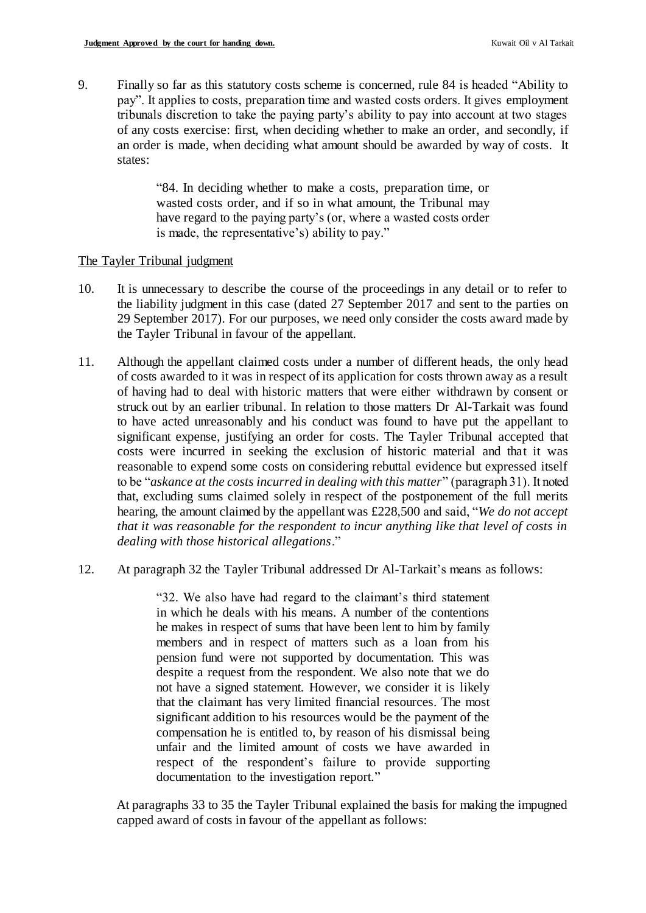9. Finally so far as this statutory costs scheme is concerned, rule 84 is headed "Ability to pay". It applies to costs, preparation time and wasted costs orders. It gives employment tribunals discretion to take the paying party's ability to pay into account at two stages of any costs exercise: first, when deciding whether to make an order, and secondly, if an order is made, when deciding what amount should be awarded by way of costs. It states:

> "84. In deciding whether to make a costs, preparation time, or wasted costs order, and if so in what amount, the Tribunal may have regard to the paying party's (or, where a wasted costs order is made, the representative's) ability to pay."

The Tayler Tribunal judgment

10. It is unnecessary to describe the course of the proceedings in any detail or to refer to the liability judgment in this case (dated 27 September 2017 and sent to the parties on 29 September 2017). For our purposes, we need only consider the costs award made by the Tayler Tribunal in favour of the appellant.

11. Although the appellant claimed costs under a number of different heads, the only head of costs awarded to it was in respect of its application for costs thrown away as a result of having had to deal with historic matters that were either withdrawn by consent or struck out by an earlier tribunal. In relation to those matters Dr Al-Tarkait was found to have acted unreasonably and his conduct was found to have put the appellant to significant expense, justifying an order for costs. The Tayler Tribunal accepted that costs were incurred in seeking the exclusion of historic material and that it was reasonable to expend some costs on considering rebuttal evidence but expressed itself to be "*askance at the costs incurred in dealing with this matter*" (paragraph 31). It noted that, excluding sums claimed solely in respect of the postponement of the full merits hearing, the amount claimed by the appellant was £228,500 and said, "*We do not accept that it was reasonable for the respondent to incur anything like that level of costs in dealing with those historical allegations*."

12. At paragraph 32 the Tayler Tribunal addressed Dr Al-Tarkait's means as follows:

> "32. We also have had regard to the claimant's third statement in which he deals with his means. A number of the contentions he makes in respect of sums that have been lent to him by family members and in respect of matters such as a loan from his pension fund were not supported by documentation. This was despite a request from the respondent. We also note that we do not have a signed statement. However, we consider it is likely that the claimant has very limited financial resources. The most significant addition to his resources would be the payment of the compensation he is entitled to, by reason of his dismissal being unfair and the limited amount of costs we have awarded in respect of the respondent's failure to provide supporting documentation to the investigation report."

At paragraphs 33 to 35 the Tayler Tribunal explained the basis for making the impugned capped award of costs in favour of the appellant as follows: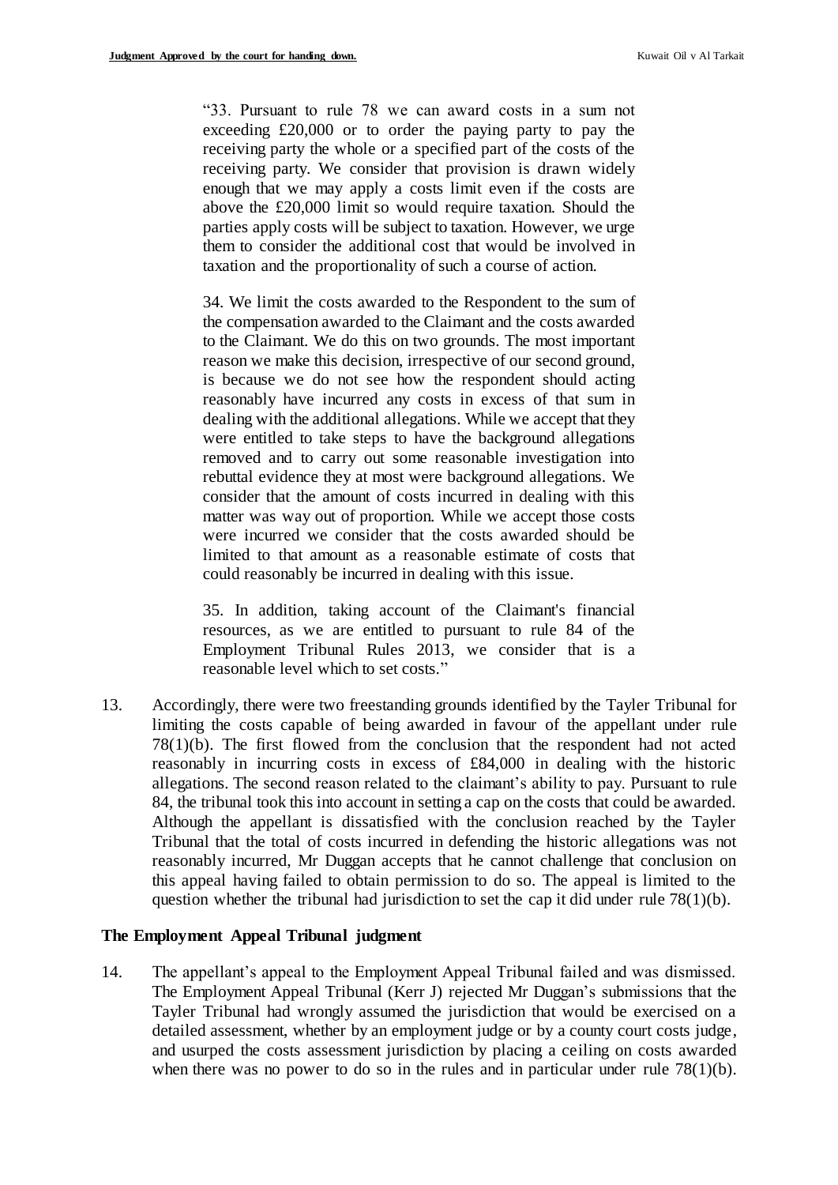> "33. Pursuant to rule 78 we can award costs in a sum not exceeding £20,000 or to order the paying party to pay the receiving party the whole or a specified part of the costs of the receiving party. We consider that provision is drawn widely enough that we may apply a costs limit even if the costs are above the £20,000 limit so would require taxation. Should the parties apply costs will be subject to taxation. However, we urge them to consider the additional cost that would be involved in taxation and the proportionality of such a course of action.
>
> 34. We limit the costs awarded to the Respondent to the sum of the compensation awarded to the Claimant and the costs awarded to the Claimant. We do this on two grounds. The most important reason we make this decision, irrespective of our second ground, is because we do not see how the respondent should acting reasonably have incurred any costs in excess of that sum in dealing with the additional allegations. While we accept that they were entitled to take steps to have the background allegations removed and to carry out some reasonable investigation into rebuttal evidence they at most were background allegations. We consider that the amount of costs incurred in dealing with this matter was way out of proportion. While we accept those costs were incurred we consider that the costs awarded should be limited to that amount as a reasonable estimate of costs that could reasonably be incurred in dealing with this issue.
>
> 35. In addition, taking account of the Claimant's financial resources, as we are entitled to pursuant to rule 84 of the Employment Tribunal Rules 2013, we consider that is a reasonable level which to set costs."

13. Accordingly, there were two freestanding grounds identified by the Tayler Tribunal for limiting the costs capable of being awarded in favour of the appellant under rule 78(1)(b). The first flowed from the conclusion that the respondent had not acted reasonably in incurring costs in excess of £84,000 in dealing with the historic allegations. The second reason related to the claimant's ability to pay. Pursuant to rule 84, the tribunal took this into account in setting a cap on the costs that could be awarded. Although the appellant is dissatisfied with the conclusion reached by the Tayler Tribunal that the total of costs incurred in defending the historic allegations was not reasonably incurred, Mr Duggan accepts that he cannot challenge that conclusion on this appeal having failed to obtain permission to do so. The appeal is limited to the question whether the tribunal had jurisdiction to set the cap it did under rule 78(1)(b).

## The Employment Appeal Tribunal judgment

14. The appellant's appeal to the Employment Appeal Tribunal failed and was dismissed. The Employment Appeal Tribunal (Kerr J) rejected Mr Duggan's submissions that the Tayler Tribunal had wrongly assumed the jurisdiction that would be exercised on a detailed assessment, whether by an employment judge or by a county court costs judge, and usurped the costs assessment jurisdiction by placing a ceiling on costs awarded when there was no power to do so in the rules and in particular under rule 78(1)(b).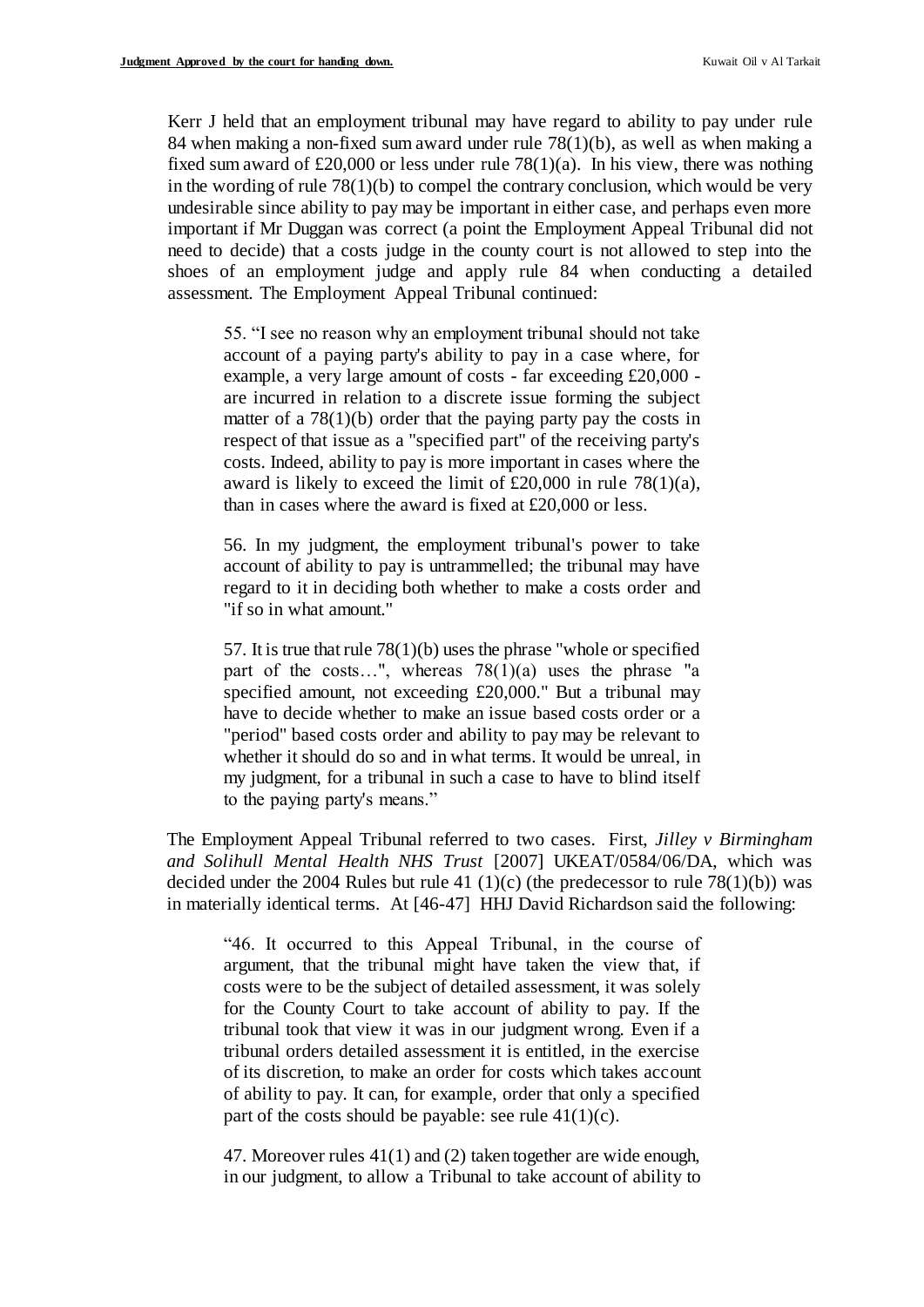Kerr J held that an employment tribunal may have regard to ability to pay under rule 84 when making a non-fixed sum award under rule 78(1)(b), as well as when making a fixed sum award of £20,000 or less under rule 78(1)(a). In his view, there was nothing in the wording of rule 78(1)(b) to compel the contrary conclusion, which would be very undesirable since ability to pay may be important in either case, and perhaps even more important if Mr Duggan was correct (a point the Employment Appeal Tribunal did not need to decide) that a costs judge in the county court is not allowed to step into the shoes of an employment judge and apply rule 84 when conducting a detailed assessment. The Employment Appeal Tribunal continued:

> 55. "I see no reason why an employment tribunal should not take account of a paying party's ability to pay in a case where, for example, a very large amount of costs - far exceeding £20,000 - are incurred in relation to a discrete issue forming the subject matter of a 78(1)(b) order that the paying party pay the costs in respect of that issue as a "specified part" of the receiving party's costs. Indeed, ability to pay is more important in cases where the award is likely to exceed the limit of £20,000 in rule 78(1)(a), than in cases where the award is fixed at £20,000 or less.
>
> 56. In my judgment, the employment tribunal's power to take account of ability to pay is untrammelled; the tribunal may have regard to it in deciding both whether to make a costs order and "if so in what amount."
>
> 57. It is true that rule 78(1)(b) uses the phrase "whole or specified part of the costs…", whereas 78(1)(a) uses the phrase "a specified amount, not exceeding £20,000." But a tribunal may have to decide whether to make an issue based costs order or a "period" based costs order and ability to pay may be relevant to whether it should do so and in what terms. It would be unreal, in my judgment, for a tribunal in such a case to have to blind itself to the paying party's means."

The Employment Appeal Tribunal referred to two cases. First, *Jilley v Birmingham and Solihull Mental Health NHS Trust* [2007] UKEAT/0584/06/DA, which was decided under the 2004 Rules but rule 41 (1)(c) (the predecessor to rule 78(1)(b)) was in materially identical terms. At [46-47] HHJ David Richardson said the following:

> "46. It occurred to this Appeal Tribunal, in the course of argument, that the tribunal might have taken the view that, if costs were to be the subject of detailed assessment, it was solely for the County Court to take account of ability to pay. If the tribunal took that view it was in our judgment wrong. Even if a tribunal orders detailed assessment it is entitled, in the exercise of its discretion, to make an order for costs which takes account of ability to pay. It can, for example, order that only a specified part of the costs should be payable: see rule 41(1)(c).
>
> 47. Moreover rules 41(1) and (2) taken together are wide enough, in our judgment, to allow a Tribunal to take account of ability to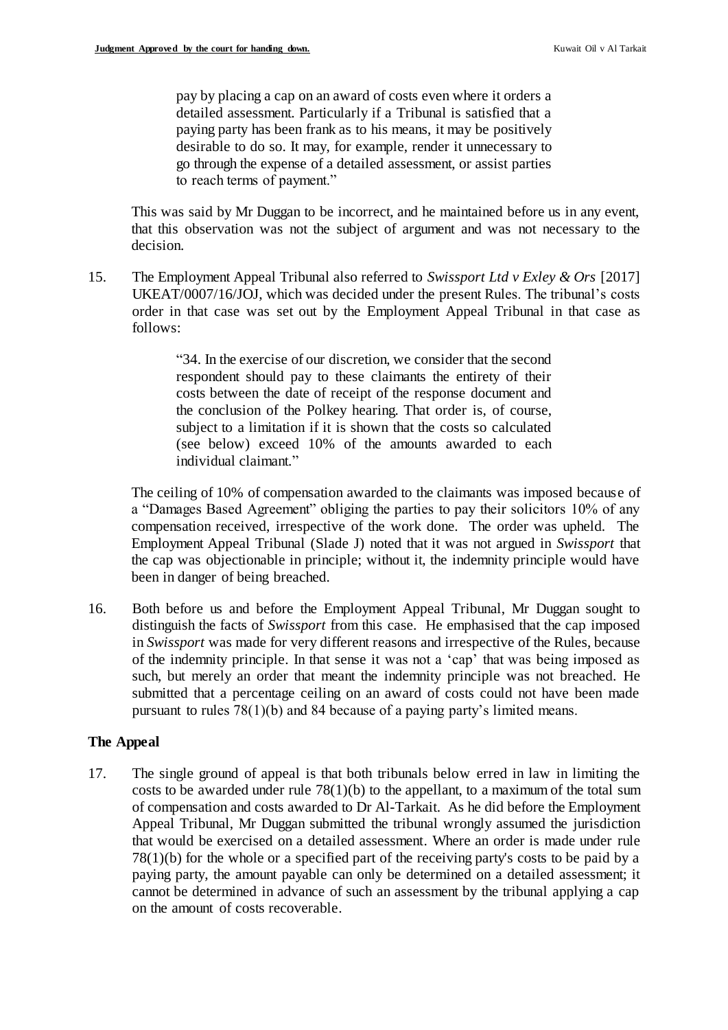> pay by placing a cap on an award of costs even where it orders a detailed assessment. Particularly if a Tribunal is satisfied that a paying party has been frank as to his means, it may be positively desirable to do so. It may, for example, render it unnecessary to go through the expense of a detailed assessment, or assist parties to reach terms of payment."

This was said by Mr Duggan to be incorrect, and he maintained before us in any event, that this observation was not the subject of argument and was not necessary to the decision.

15. The Employment Appeal Tribunal also referred to *Swissport Ltd v Exley & Ors* [2017] UKEAT/0007/16/JOJ, which was decided under the present Rules. The tribunal's costs order in that case was set out by the Employment Appeal Tribunal in that case as follows:

> "34. In the exercise of our discretion, we consider that the second respondent should pay to these claimants the entirety of their costs between the date of receipt of the response document and the conclusion of the Polkey hearing. That order is, of course, subject to a limitation if it is shown that the costs so calculated (see below) exceed 10% of the amounts awarded to each individual claimant."

The ceiling of 10% of compensation awarded to the claimants was imposed because of a "Damages Based Agreement" obliging the parties to pay their solicitors 10% of any compensation received, irrespective of the work done. The order was upheld. The Employment Appeal Tribunal (Slade J) noted that it was not argued in *Swissport* that the cap was objectionable in principle; without it, the indemnity principle would have been in danger of being breached.

16. Both before us and before the Employment Appeal Tribunal, Mr Duggan sought to distinguish the facts of *Swissport* from this case. He emphasised that the cap imposed in *Swissport* was made for very different reasons and irrespective of the Rules, because of the indemnity principle. In that sense it was not a 'cap' that was being imposed as such, but merely an order that meant the indemnity principle was not breached. He submitted that a percentage ceiling on an award of costs could not have been made pursuant to rules 78(1)(b) and 84 because of a paying party's limited means.

**The Appeal**

17. The single ground of appeal is that both tribunals below erred in law in limiting the costs to be awarded under rule 78(1)(b) to the appellant, to a maximum of the total sum of compensation and costs awarded to Dr Al-Tarkait. As he did before the Employment Appeal Tribunal, Mr Duggan submitted the tribunal wrongly assumed the jurisdiction that would be exercised on a detailed assessment. Where an order is made under rule 78(1)(b) for the whole or a specified part of the receiving party's costs to be paid by a paying party, the amount payable can only be determined on a detailed assessment; it cannot be determined in advance of such an assessment by the tribunal applying a cap on the amount of costs recoverable.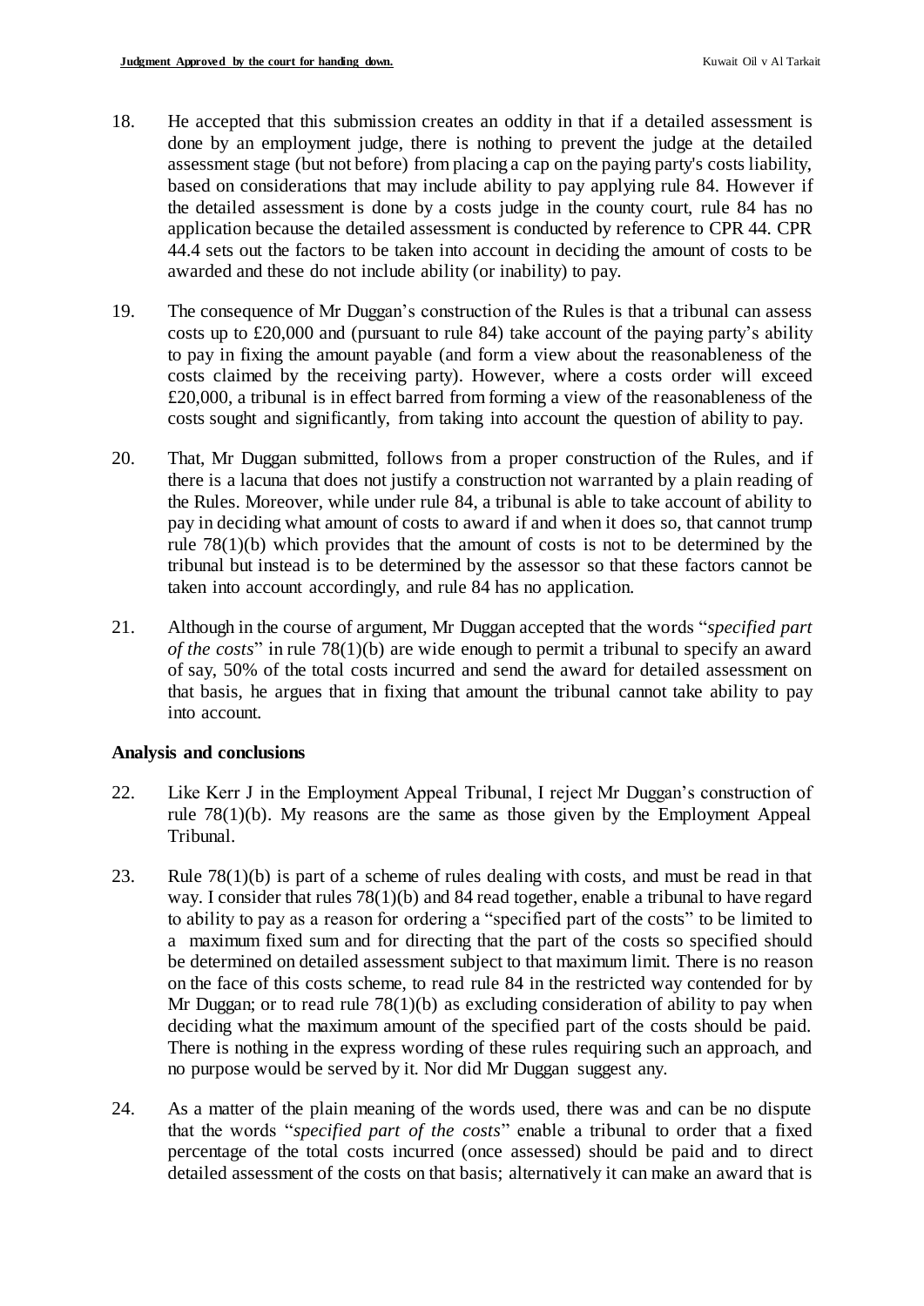18. He accepted that this submission creates an oddity in that if a detailed assessment is done by an employment judge, there is nothing to prevent the judge at the detailed assessment stage (but not before) from placing a cap on the paying party's costs liability, based on considerations that may include ability to pay applying rule 84. However if the detailed assessment is done by a costs judge in the county court, rule 84 has no application because the detailed assessment is conducted by reference to CPR 44. CPR 44.4 sets out the factors to be taken into account in deciding the amount of costs to be awarded and these do not include ability (or inability) to pay.

19. The consequence of Mr Duggan's construction of the Rules is that a tribunal can assess costs up to £20,000 and (pursuant to rule 84) take account of the paying party's ability to pay in fixing the amount payable (and form a view about the reasonableness of the costs claimed by the receiving party). However, where a costs order will exceed £20,000, a tribunal is in effect barred from forming a view of the reasonableness of the costs sought and significantly, from taking into account the question of ability to pay.

20. That, Mr Duggan submitted, follows from a proper construction of the Rules, and if there is a lacuna that does not justify a construction not warranted by a plain reading of the Rules. Moreover, while under rule 84, a tribunal is able to take account of ability to pay in deciding what amount of costs to award if and when it does so, that cannot trump rule 78(1)(b) which provides that the amount of costs is not to be determined by the tribunal but instead is to be determined by the assessor so that these factors cannot be taken into account accordingly, and rule 84 has no application.

21. Although in the course of argument, Mr Duggan accepted that the words "*specified part of the costs*" in rule 78(1)(b) are wide enough to permit a tribunal to specify an award of say, 50% of the total costs incurred and send the award for detailed assessment on that basis, he argues that in fixing that amount the tribunal cannot take ability to pay into account.

## Analysis and conclusions

22. Like Kerr J in the Employment Appeal Tribunal, I reject Mr Duggan's construction of rule 78(1)(b). My reasons are the same as those given by the Employment Appeal Tribunal.

23. Rule 78(1)(b) is part of a scheme of rules dealing with costs, and must be read in that way. I consider that rules 78(1)(b) and 84 read together, enable a tribunal to have regard to ability to pay as a reason for ordering a "specified part of the costs" to be limited to a maximum fixed sum and for directing that the part of the costs so specified should be determined on detailed assessment subject to that maximum limit. There is no reason on the face of this costs scheme, to read rule 84 in the restricted way contended for by Mr Duggan; or to read rule 78(1)(b) as excluding consideration of ability to pay when deciding what the maximum amount of the specified part of the costs should be paid. There is nothing in the express wording of these rules requiring such an approach, and no purpose would be served by it. Nor did Mr Duggan suggest any.

24. As a matter of the plain meaning of the words used, there was and can be no dispute that the words "*specified part of the costs*" enable a tribunal to order that a fixed percentage of the total costs incurred (once assessed) should be paid and to direct detailed assessment of the costs on that basis; alternatively it can make an award that is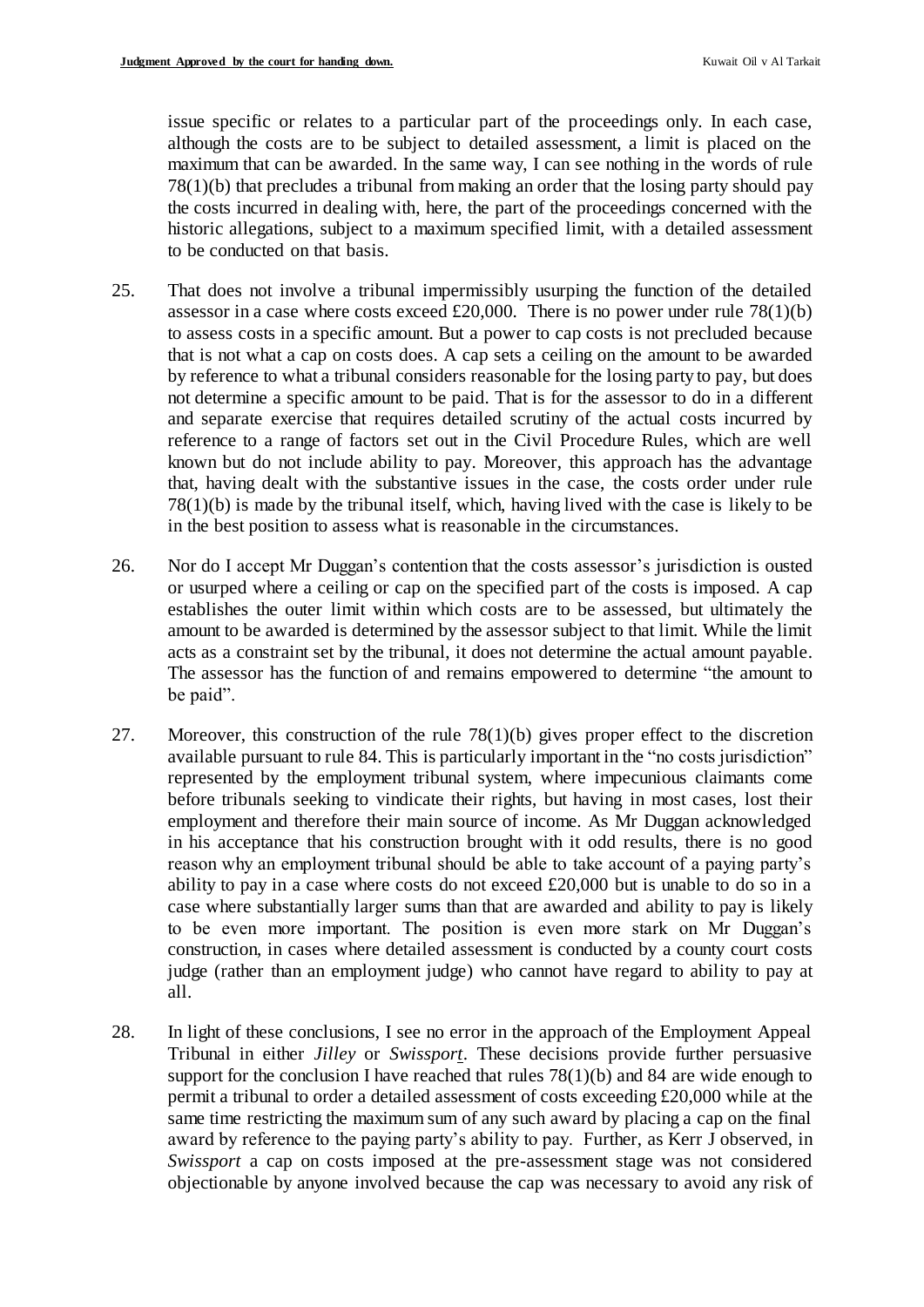issue specific or relates to a particular part of the proceedings only. In each case, although the costs are to be subject to detailed assessment, a limit is placed on the maximum that can be awarded. In the same way, I can see nothing in the words of rule 78(1)(b) that precludes a tribunal from making an order that the losing party should pay the costs incurred in dealing with, here, the part of the proceedings concerned with the historic allegations, subject to a maximum specified limit, with a detailed assessment to be conducted on that basis.

25. That does not involve a tribunal impermissibly usurping the function of the detailed assessor in a case where costs exceed £20,000. There is no power under rule 78(1)(b) to assess costs in a specific amount. But a power to cap costs is not precluded because that is not what a cap on costs does. A cap sets a ceiling on the amount to be awarded by reference to what a tribunal considers reasonable for the losing party to pay, but does not determine a specific amount to be paid. That is for the assessor to do in a different and separate exercise that requires detailed scrutiny of the actual costs incurred by reference to a range of factors set out in the Civil Procedure Rules, which are well known but do not include ability to pay. Moreover, this approach has the advantage that, having dealt with the substantive issues in the case, the costs order under rule 78(1)(b) is made by the tribunal itself, which, having lived with the case is likely to be in the best position to assess what is reasonable in the circumstances.

26. Nor do I accept Mr Duggan's contention that the costs assessor's jurisdiction is ousted or usurped where a ceiling or cap on the specified part of the costs is imposed. A cap establishes the outer limit within which costs are to be assessed, but ultimately the amount to be awarded is determined by the assessor subject to that limit. While the limit acts as a constraint set by the tribunal, it does not determine the actual amount payable. The assessor has the function of and remains empowered to determine "the amount to be paid".

27. Moreover, this construction of the rule 78(1)(b) gives proper effect to the discretion available pursuant to rule 84. This is particularly important in the "no costs jurisdiction" represented by the employment tribunal system, where impecunious claimants come before tribunals seeking to vindicate their rights, but having in most cases, lost their employment and therefore their main source of income. As Mr Duggan acknowledged in his acceptance that his construction brought with it odd results, there is no good reason why an employment tribunal should be able to take account of a paying party's ability to pay in a case where costs do not exceed £20,000 but is unable to do so in a case where substantially larger sums than that are awarded and ability to pay is likely to be even more important. The position is even more stark on Mr Duggan's construction, in cases where detailed assessment is conducted by a county court costs judge (rather than an employment judge) who cannot have regard to ability to pay at all.

28. In light of these conclusions, I see no error in the approach of the Employment Appeal Tribunal in either *Jilley* or *Swissport*. These decisions provide further persuasive support for the conclusion I have reached that rules 78(1)(b) and 84 are wide enough to permit a tribunal to order a detailed assessment of costs exceeding £20,000 while at the same time restricting the maximum sum of any such award by placing a cap on the final award by reference to the paying party's ability to pay. Further, as Kerr J observed, in *Swissport* a cap on costs imposed at the pre-assessment stage was not considered objectionable by anyone involved because the cap was necessary to avoid any risk of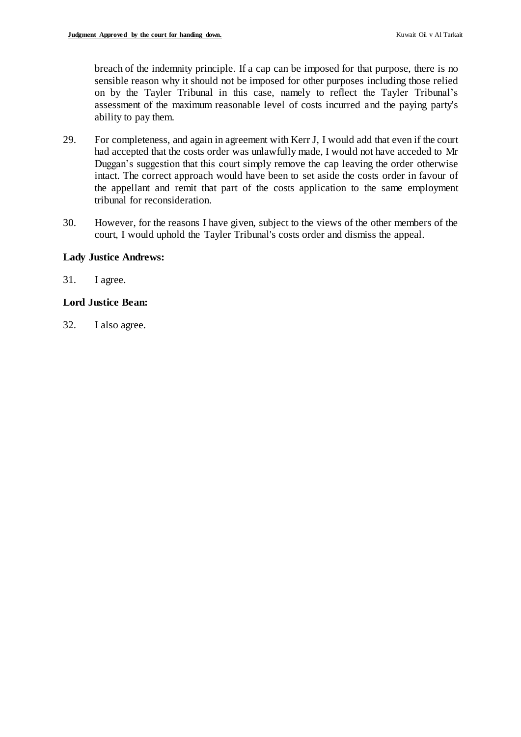breach of the indemnity principle. If a cap can be imposed for that purpose, there is no sensible reason why it should not be imposed for other purposes including those relied on by the Tayler Tribunal in this case, namely to reflect the Tayler Tribunal's assessment of the maximum reasonable level of costs incurred and the paying party's ability to pay them.

29. For completeness, and again in agreement with Kerr J, I would add that even if the court had accepted that the costs order was unlawfully made, I would not have acceded to Mr Duggan's suggestion that this court simply remove the cap leaving the order otherwise intact. The correct approach would have been to set aside the costs order in favour of the appellant and remit that part of the costs application to the same employment tribunal for reconsideration.

30. However, for the reasons I have given, subject to the views of the other members of the court, I would uphold the Tayler Tribunal's costs order and dismiss the appeal.

**Lady Justice Andrews:**

31. I agree.

**Lord Justice Bean:**

32. I also agree.